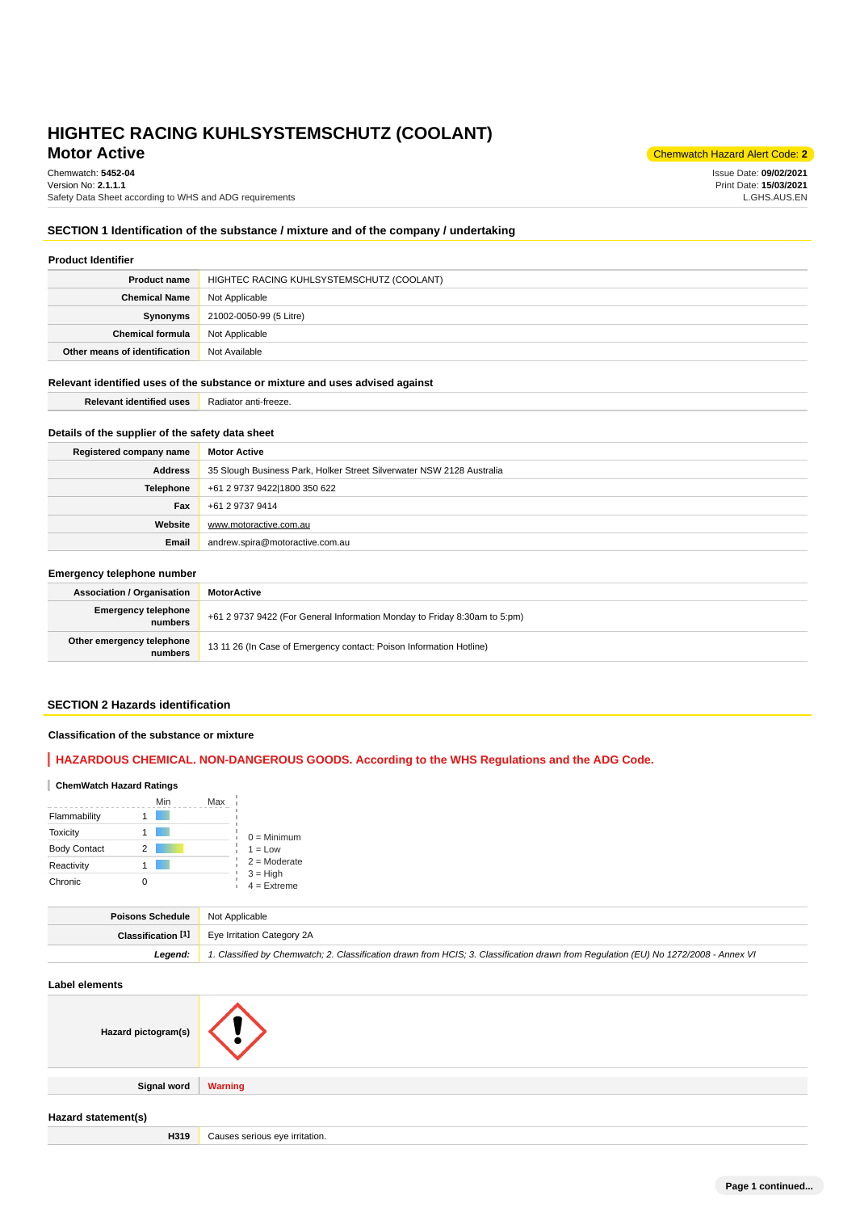# HIGHTEC RACING KUHLSYSTEMSCHUTZ (COOLANT)

## Motor Active

Chemwatch Hazard Alert Code: **2**

Chemwatch: **5452-04**
Version No: **2.1.1.1**
Safety Data Sheet according to WHS and ADG requirements

Issue Date: **09/02/2021**
Print Date: **15/03/2021**
L.GHS.AUS.EN

## SECTION 1 Identification of the substance / mixture and of the company / undertaking

### Product Identifier

| | |
|---|---|
| **Product name** | HIGHTEC RACING KUHLSYSTEMSCHUTZ (COOLANT) |
| **Chemical Name** | Not Applicable |
| **Synonyms** | 21002-0050-99 (5 Litre) |
| **Chemical formula** | Not Applicable |
| **Other means of identification** | Not Available |

### Relevant identified uses of the substance or mixture and uses advised against

| | |
|---|---|
| **Relevant identified uses** | Radiator anti-freeze. |

### Details of the supplier of the safety data sheet

| | |
|---|---|
| **Registered company name** | Motor Active |
| **Address** | 35 Slough Business Park, Holker Street Silverwater NSW 2128 Australia |
| **Telephone** | +61 2 9737 9422\|1800 350 622 |
| **Fax** | +61 2 9737 9414 |
| **Website** | www.motoractive.com.au |
| **Email** | andrew.spira@motoractive.com.au |

### Emergency telephone number

| | |
|---|---|
| **Association / Organisation** | MotorActive |
| **Emergency telephone numbers** | +61 2 9737 9422 (For General Information Monday to Friday 8:30am to 5:pm) |
| **Other emergency telephone numbers** | 13 11 26 (In Case of Emergency contact: Poison Information Hotline) |

## SECTION 2 Hazards identification

### Classification of the substance or mixture

**HAZARDOUS CHEMICAL. NON-DANGEROUS GOODS. According to the WHS Regulations and the ADG Code.**

#### ChemWatch Hazard Ratings

| | Min | Max |
|---|---|---|
| Flammability | 1 | |
| Toxicity | 1 | |
| Body Contact | 2 | |
| Reactivity | 1 | |
| Chronic | 0 | |

0 = Minimum
1 = Low
2 = Moderate
3 = High
4 = Extreme

| | |
|---|---|
| **Poisons Schedule** | Not Applicable |
| **Classification [1]** | Eye Irritation Category 2A |
| ***Legend:*** | *1. Classified by Chemwatch; 2. Classification drawn from HCIS; 3. Classification drawn from Regulation (EU) No 1272/2008 - Annex VI* |

### Label elements

| | |
|---|---|
| **Hazard pictogram(s)** | |
| **Signal word** | **Warning** |

### Hazard statement(s)

| | |
|---|---|
| **H319** | Causes serious eye irritation. |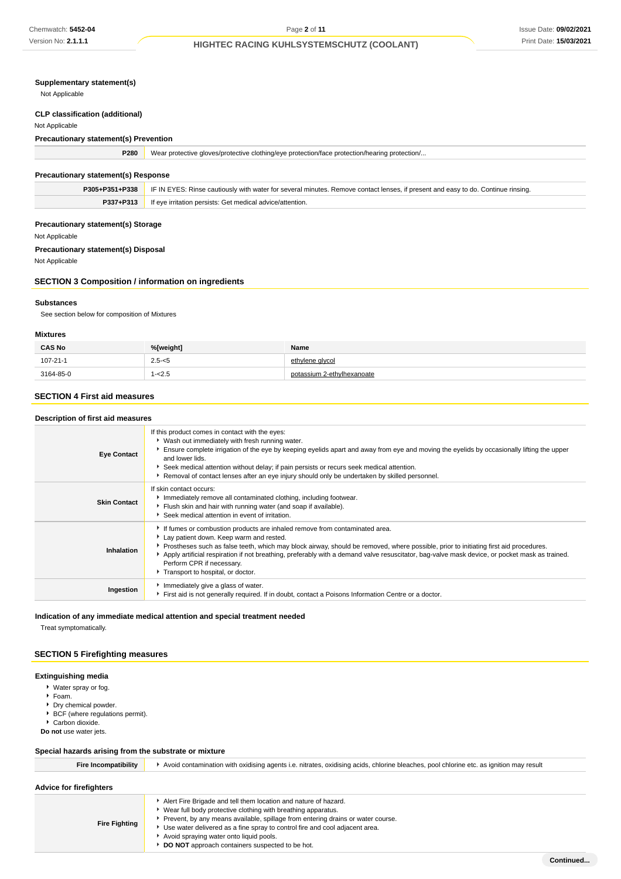### Supplementary statement(s)

Not Applicable

### CLP classification (additional)

Not Applicable

### Precautionary statement(s) Prevention

| | |
|---|---|
| P280 | Wear protective gloves/protective clothing/eye protection/face protection/hearing protection/... |

### Precautionary statement(s) Response

| | |
|---|---|
| P305+P351+P338 | IF IN EYES: Rinse cautiously with water for several minutes. Remove contact lenses, if present and easy to do. Continue rinsing. |
| P337+P313 | If eye irritation persists: Get medical advice/attention. |

### Precautionary statement(s) Storage

Not Applicable

### Precautionary statement(s) Disposal

Not Applicable

## SECTION 3 Composition / information on ingredients

### Substances

See section below for composition of Mixtures

### Mixtures

| CAS No | %[weight] | Name |
|---|---|---|
| 107-21-1 | 2.5-<5 | ethylene glycol |
| 3164-85-0 | 1-<2.5 | potassium 2-ethylhexanoate |

## SECTION 4 First aid measures

### Description of first aid measures

| | |
|---|---|
| Eye Contact | If this product comes in contact with the eyes:<br>▸ Wash out immediately with fresh running water.<br>▸ Ensure complete irrigation of the eye by keeping eyelids apart and away from eye and moving the eyelids by occasionally lifting the upper and lower lids.<br>▸ Seek medical attention without delay; if pain persists or recurs seek medical attention.<br>▸ Removal of contact lenses after an eye injury should only be undertaken by skilled personnel. |
| Skin Contact | If skin contact occurs:<br>▸ Immediately remove all contaminated clothing, including footwear.<br>▸ Flush skin and hair with running water (and soap if available).<br>▸ Seek medical attention in event of irritation. |
| Inhalation | ▸ If fumes or combustion products are inhaled remove from contaminated area.<br>▸ Lay patient down. Keep warm and rested.<br>▸ Prostheses such as false teeth, which may block airway, should be removed, where possible, prior to initiating first aid procedures.<br>▸ Apply artificial respiration if not breathing, preferably with a demand valve resuscitator, bag-valve mask device, or pocket mask as trained. Perform CPR if necessary.<br>▸ Transport to hospital, or doctor. |
| Ingestion | ▸ Immediately give a glass of water.<br>▸ First aid is not generally required. If in doubt, contact a Poisons Information Centre or a doctor. |

### Indication of any immediate medical attention and special treatment needed

Treat symptomatically.

## SECTION 5 Firefighting measures

### Extinguishing media

- Water spray or fog.
- Foam.
- Dry chemical powder.
- BCF (where regulations permit).
- Carbon dioxide.

**Do not** use water jets.

### Special hazards arising from the substrate or mixture

| | |
|---|---|
| Fire Incompatibility | ▸ Avoid contamination with oxidising agents i.e. nitrates, oxidising acids, chlorine bleaches, pool chlorine etc. as ignition may result |

### Advice for firefighters

| | |
|---|---|
| Fire Fighting | ▸ Alert Fire Brigade and tell them location and nature of hazard.<br>▸ Wear full body protective clothing with breathing apparatus.<br>▸ Prevent, by any means available, spillage from entering drains or water course.<br>▸ Use water delivered as a fine spray to control fire and cool adjacent area.<br>▸ Avoid spraying water onto liquid pools.<br>▸ **DO NOT** approach containers suspected to be hot. |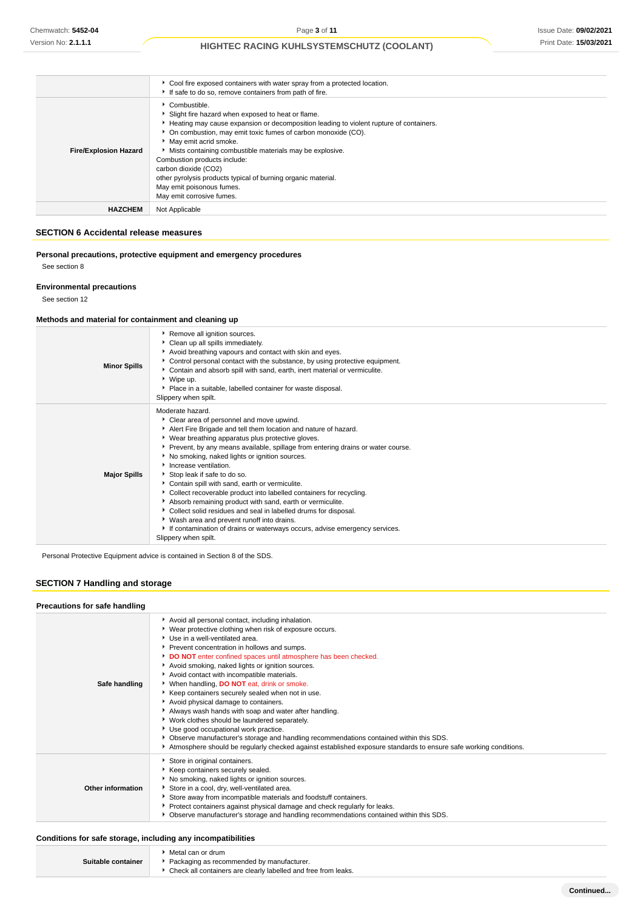| | |
|---|---|
| | ▸ Cool fire exposed containers with water spray from a protected location.<br>▸ If safe to do so, remove containers from path of fire. |
| **Fire/Explosion Hazard** | ▸ Combustible.<br>▸ Slight fire hazard when exposed to heat or flame.<br>▸ Heating may cause expansion or decomposition leading to violent rupture of containers.<br>▸ On combustion, may emit toxic fumes of carbon monoxide (CO).<br>▸ May emit acrid smoke.<br>▸ Mists containing combustible materials may be explosive.<br>Combustion products include:<br>carbon dioxide ($CO_2$)<br>other pyrolysis products typical of burning organic material.<br>May emit poisonous fumes.<br>May emit corrosive fumes. |
| **HAZCHEM** | Not Applicable |

## SECTION 6 Accidental release measures

### Personal precautions, protective equipment and emergency procedures

See section 8

### Environmental precautions

See section 12

### Methods and material for containment and cleaning up

| | |
|---|---|
| **Minor Spills** | ▸ Remove all ignition sources.<br>▸ Clean up all spills immediately.<br>▸ Avoid breathing vapours and contact with skin and eyes.<br>▸ Control personal contact with the substance, by using protective equipment.<br>▸ Contain and absorb spill with sand, earth, inert material or vermiculite.<br>▸ Wipe up.<br>▸ Place in a suitable, labelled container for waste disposal.<br>Slippery when spilt. |
| **Major Spills** | Moderate hazard.<br>▸ Clear area of personnel and move upwind.<br>▸ Alert Fire Brigade and tell them location and nature of hazard.<br>▸ Wear breathing apparatus plus protective gloves.<br>▸ Prevent, by any means available, spillage from entering drains or water course.<br>▸ No smoking, naked lights or ignition sources.<br>▸ Increase ventilation.<br>▸ Stop leak if safe to do so.<br>▸ Contain spill with sand, earth or vermiculite.<br>▸ Collect recoverable product into labelled containers for recycling.<br>▸ Absorb remaining product with sand, earth or vermiculite.<br>▸ Collect solid residues and seal in labelled drums for disposal.<br>▸ Wash area and prevent runoff into drains.<br>▸ If contamination of drains or waterways occurs, advise emergency services.<br>Slippery when spilt. |

Personal Protective Equipment advice is contained in Section 8 of the SDS.

## SECTION 7 Handling and storage

### Precautions for safe handling

| | |
|---|---|
| **Safe handling** | ▸ Avoid all personal contact, including inhalation.<br>▸ Wear protective clothing when risk of exposure occurs.<br>▸ Use in a well-ventilated area.<br>▸ Prevent concentration in hollows and sumps.<br>▸ **DO NOT** enter confined spaces until atmosphere has been checked.<br>▸ Avoid smoking, naked lights or ignition sources.<br>▸ Avoid contact with incompatible materials.<br>▸ When handling, **DO NOT** eat, drink or smoke.<br>▸ Keep containers securely sealed when not in use.<br>▸ Avoid physical damage to containers.<br>▸ Always wash hands with soap and water after handling.<br>▸ Work clothes should be laundered separately.<br>▸ Use good occupational work practice.<br>▸ Observe manufacturer's storage and handling recommendations contained within this SDS.<br>▸ Atmosphere should be regularly checked against established exposure standards to ensure safe working conditions. |
| **Other information** | ▸ Store in original containers.<br>▸ Keep containers securely sealed.<br>▸ No smoking, naked lights or ignition sources.<br>▸ Store in a cool, dry, well-ventilated area.<br>▸ Store away from incompatible materials and foodstuff containers.<br>▸ Protect containers against physical damage and check regularly for leaks.<br>▸ Observe manufacturer's storage and handling recommendations contained within this SDS. |

### Conditions for safe storage, including any incompatibilities

| | |
|---|---|
| **Suitable container** | ▸ Metal can or drum<br>▸ Packaging as recommended by manufacturer.<br>▸ Check all containers are clearly labelled and free from leaks. |

**Continued...**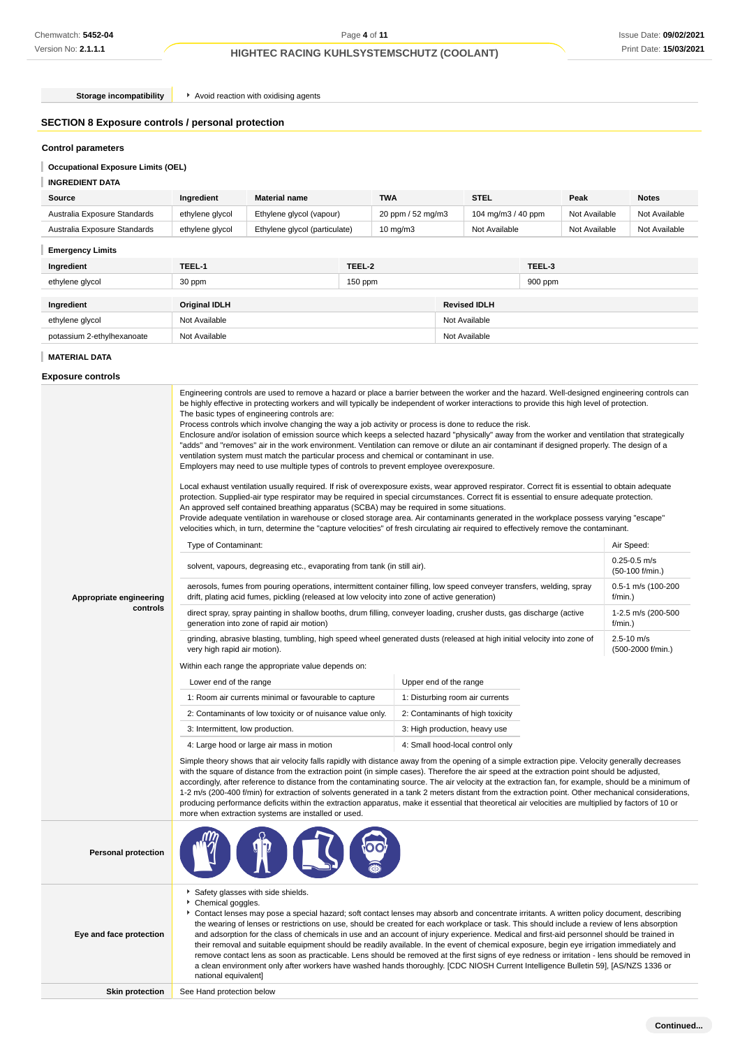| Storage incompatibility | Avoid reaction with oxidising agents |
|---|---|

## SECTION 8 Exposure controls / personal protection

### Control parameters

**Occupational Exposure Limits (OEL)**

**INGREDIENT DATA**

| Source | Ingredient | Material name | TWA | STEL | Peak | Notes |
|---|---|---|---|---|---|---|
| Australia Exposure Standards | ethylene glycol | Ethylene glycol (vapour) | 20 ppm / 52 mg/m3 | 104 mg/m3 / 40 ppm | Not Available | Not Available |
| Australia Exposure Standards | ethylene glycol | Ethylene glycol (particulate) | 10 mg/m3 | Not Available | Not Available | Not Available |

**Emergency Limits**

| Ingredient | TEEL-1 | TEEL-2 | TEEL-3 |
|---|---|---|---|
| ethylene glycol | 30 ppm | 150 ppm | 900 ppm |

| Ingredient | Original IDLH | Revised IDLH |
|---|---|---|
| ethylene glycol | Not Available | Not Available |
| potassium 2-ethylhexanoate | Not Available | Not Available |

**MATERIAL DATA**

### Exposure controls

**Appropriate engineering controls**

Engineering controls are used to remove a hazard or place a barrier between the worker and the hazard. Well-designed engineering controls can be highly effective in protecting workers and will typically be independent of worker interactions to provide this high level of protection.
The basic types of engineering controls are:
Process controls which involve changing the way a job activity or process is done to reduce the risk.
Enclosure and/or isolation of emission source which keeps a selected hazard "physically" away from the worker and ventilation that strategically "adds" and "removes" air in the work environment. Ventilation can remove or dilute an air contaminant if designed properly. The design of a ventilation system must match the particular process and chemical or contaminant in use.
Employers may need to use multiple types of controls to prevent employee overexposure.

Local exhaust ventilation usually required. If risk of overexposure exists, wear approved respirator. Correct fit is essential to obtain adequate protection. Supplied-air type respirator may be required in special circumstances. Correct fit is essential to ensure adequate protection.
An approved self contained breathing apparatus (SCBA) may be required in some situations.
Provide adequate ventilation in warehouse or closed storage area. Air contaminants generated in the workplace possess varying "escape" velocities which, in turn, determine the "capture velocities" of fresh circulating air required to effectively remove the contaminant.

| Type of Contaminant: | Air Speed: |
|---|---|
| solvent, vapours, degreasing etc., evaporating from tank (in still air). | 0.25-0.5 m/s (50-100 f/min.) |
| aerosols, fumes from pouring operations, intermittent container filling, low speed conveyer transfers, welding, spray drift, plating acid fumes, pickling (released at low velocity into zone of active generation) | 0.5-1 m/s (100-200 f/min.) |
| direct spray, spray painting in shallow booths, drum filling, conveyer loading, crusher dusts, gas discharge (active generation into zone of rapid air motion) | 1-2.5 m/s (200-500 f/min.) |
| grinding, abrasive blasting, tumbling, high speed wheel generated dusts (released at high initial velocity into zone of very high rapid air motion). | 2.5-10 m/s (500-2000 f/min.) |

Within each range the appropriate value depends on:

| Lower end of the range | Upper end of the range |
|---|---|
| 1: Room air currents minimal or favourable to capture | 1: Disturbing room air currents |
| 2: Contaminants of low toxicity or of nuisance value only. | 2: Contaminants of high toxicity |
| 3: Intermittent, low production. | 3: High production, heavy use |
| 4: Large hood or large air mass in motion | 4: Small hood-local control only |

Simple theory shows that air velocity falls rapidly with distance away from the opening of a simple extraction pipe. Velocity generally decreases with the square of distance from the extraction point (in simple cases). Therefore the air speed at the extraction point should be adjusted, accordingly, after reference to distance from the contaminating source. The air velocity at the extraction fan, for example, should be a minimum of 1-2 m/s (200-400 f/min) for extraction of solvents generated in a tank 2 meters distant from the extraction point. Other mechanical considerations, producing performance deficits within the extraction apparatus, make it essential that theoretical air velocities are multiplied by factors of 10 or more when extraction systems are installed or used.

**Personal protection**

**Eye and face protection**

- Safety glasses with side shields.
- Chemical goggles.
- Contact lenses may pose a special hazard; soft contact lenses may absorb and concentrate irritants. A written policy document, describing the wearing of lenses or restrictions on use, should be created for each workplace or task. This should include a review of lens absorption and adsorption for the class of chemicals in use and an account of injury experience. Medical and first-aid personnel should be trained in their removal and suitable equipment should be readily available. In the event of chemical exposure, begin eye irrigation immediately and remove contact lens as soon as practicable. Lens should be removed at the first signs of eye redness or irritation - lens should be removed in a clean environment only after workers have washed hands thoroughly. [CDC NIOSH Current Intelligence Bulletin 59], [AS/NZS 1336 or national equivalent]

**Skin protection**

See Hand protection below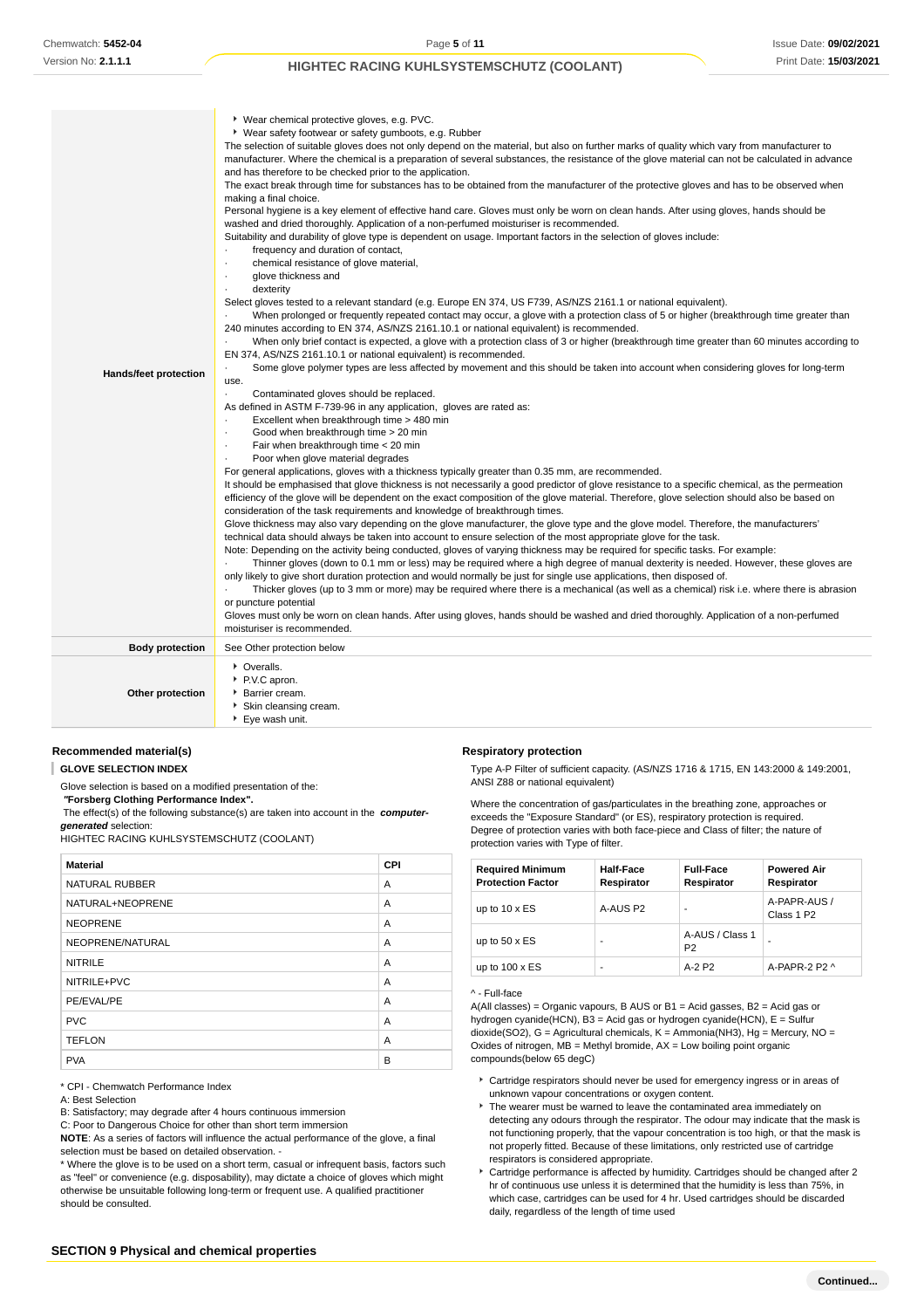| | |
|---|---|
| **Hands/feet protection** | ▸ Wear chemical protective gloves, e.g. PVC.<br>▸ Wear safety footwear or safety gumboots, e.g. Rubber<br>The selection of suitable gloves does not only depend on the material, but also on further marks of quality which vary from manufacturer to manufacturer. Where the chemical is a preparation of several substances, the resistance of the glove material can not be calculated in advance and has therefore to be checked prior to the application.<br>The exact break through time for substances has to be obtained from the manufacturer of the protective gloves and has to be observed when making a final choice.<br>Personal hygiene is a key element of effective hand care. Gloves must only be worn on clean hands. After using gloves, hands should be washed and dried thoroughly. Application of a non-perfumed moisturiser is recommended.<br>Suitability and durability of glove type is dependent on usage. Important factors in the selection of gloves include:<br>· frequency and duration of contact,<br>· chemical resistance of glove material,<br>· glove thickness and<br>· dexterity<br>Select gloves tested to a relevant standard (e.g. Europe EN 374, US F739, AS/NZS 2161.1 or national equivalent).<br>· When prolonged or frequently repeated contact may occur, a glove with a protection class of 5 or higher (breakthrough time greater than 240 minutes according to EN 374, AS/NZS 2161.10.1 or national equivalent) is recommended.<br>· When only brief contact is expected, a glove with a protection class of 3 or higher (breakthrough time greater than 60 minutes according to EN 374, AS/NZS 2161.10.1 or national equivalent) is recommended.<br>· Some glove polymer types are less affected by movement and this should be taken into account when considering gloves for long-term use.<br>· Contaminated gloves should be replaced.<br>As defined in ASTM F-739-96 in any application, gloves are rated as:<br>· Excellent when breakthrough time > 480 min<br>· Good when breakthrough time > 20 min<br>· Fair when breakthrough time < 20 min<br>· Poor when glove material degrades<br>For general applications, gloves with a thickness typically greater than 0.35 mm, are recommended.<br>It should be emphasised that glove thickness is not necessarily a good predictor of glove resistance to a specific chemical, as the permeation efficiency of the glove will be dependent on the exact composition of the glove material. Therefore, glove selection should also be based on consideration of the task requirements and knowledge of breakthrough times.<br>Glove thickness may also vary depending on the glove manufacturer, the glove type and the glove model. Therefore, the manufacturers' technical data should always be taken into account to ensure selection of the most appropriate glove for the task.<br>Note: Depending on the activity being conducted, gloves of varying thickness may be required for specific tasks. For example:<br>· Thinner gloves (down to 0.1 mm or less) may be required where a high degree of manual dexterity is needed. However, these gloves are only likely to give short duration protection and would normally be just for single use applications, then disposed of.<br>· Thicker gloves (up to 3 mm or more) may be required where there is a mechanical (as well as a chemical) risk i.e. where there is abrasion or puncture potential<br>Gloves must only be worn on clean hands. After using gloves, hands should be washed and dried thoroughly. Application of a non-perfumed moisturiser is recommended. |
| **Body protection** | See Other protection below |
| **Other protection** | ▸ Overalls.<br>▸ P.V.C apron.<br>▸ Barrier cream.<br>▸ Skin cleansing cream.<br>▸ Eye wash unit. |

### Recommended material(s)

**GLOVE SELECTION INDEX**

Glove selection is based on a modified presentation of the:

***"Forsberg Clothing Performance Index".***

The effect(s) of the following substance(s) are taken into account in the ***computer-generated*** selection:

HIGHTEC RACING KUHLSYSTEMSCHUTZ (COOLANT)

| Material | CPI |
|---|---|
| NATURAL RUBBER | A |
| NATURAL+NEOPRENE | A |
| NEOPRENE | A |
| NEOPRENE/NATURAL | A |
| NITRILE | A |
| NITRILE+PVC | A |
| PE/EVAL/PE | A |
| PVC | A |
| TEFLON | A |
| PVA | B |

\* CPI - Chemwatch Performance Index

A: Best Selection

B: Satisfactory; may degrade after 4 hours continuous immersion

C: Poor to Dangerous Choice for other than short term immersion

**NOTE**: As a series of factors will influence the actual performance of the glove, a final selection must be based on detailed observation. -

\* Where the glove is to be used on a short term, casual or infrequent basis, factors such as "feel" or convenience (e.g. disposability), may dictate a choice of gloves which might otherwise be unsuitable following long-term or frequent use. A qualified practitioner should be consulted.

### Respiratory protection

Type A-P Filter of sufficient capacity. (AS/NZS 1716 & 1715, EN 143:2000 & 149:2001, ANSI Z88 or national equivalent)

Where the concentration of gas/particulates in the breathing zone, approaches or exceeds the "Exposure Standard" (or ES), respiratory protection is required.

Degree of protection varies with both face-piece and Class of filter; the nature of protection varies with Type of filter.

| Required Minimum Protection Factor | Half-Face Respirator | Full-Face Respirator | Powered Air Respirator |
|---|---|---|---|
| up to 10 x ES | A-AUS P2 | - | A-PAPR-AUS / Class 1 P2 |
| up to 50 x ES | - | A-AUS / Class 1 P2 | - |
| up to 100 x ES | - | A-2 P2 | A-PAPR-2 P2 ^ |

^ - Full-face

A(All classes) = Organic vapours, B AUS or B1 = Acid gasses, B2 = Acid gas or hydrogen cyanide(HCN), B3 = Acid gas or hydrogen cyanide(HCN), E = Sulfur dioxide(SO2), G = Agricultural chemicals, K = Ammonia(NH3), Hg = Mercury, NO = Oxides of nitrogen, MB = Methyl bromide, AX = Low boiling point organic compounds(below 65 degC)

- Cartridge respirators should never be used for emergency ingress or in areas of unknown vapour concentrations or oxygen content.
- The wearer must be warned to leave the contaminated area immediately on detecting any odours through the respirator. The odour may indicate that the mask is not functioning properly, that the vapour concentration is too high, or that the mask is not properly fitted. Because of these limitations, only restricted use of cartridge respirators is considered appropriate.
- Cartridge performance is affected by humidity. Cartridges should be changed after 2 hr of continuous use unless it is determined that the humidity is less than 75%, in which case, cartridges can be used for 4 hr. Used cartridges should be discarded daily, regardless of the length of time used

## SECTION 9 Physical and chemical properties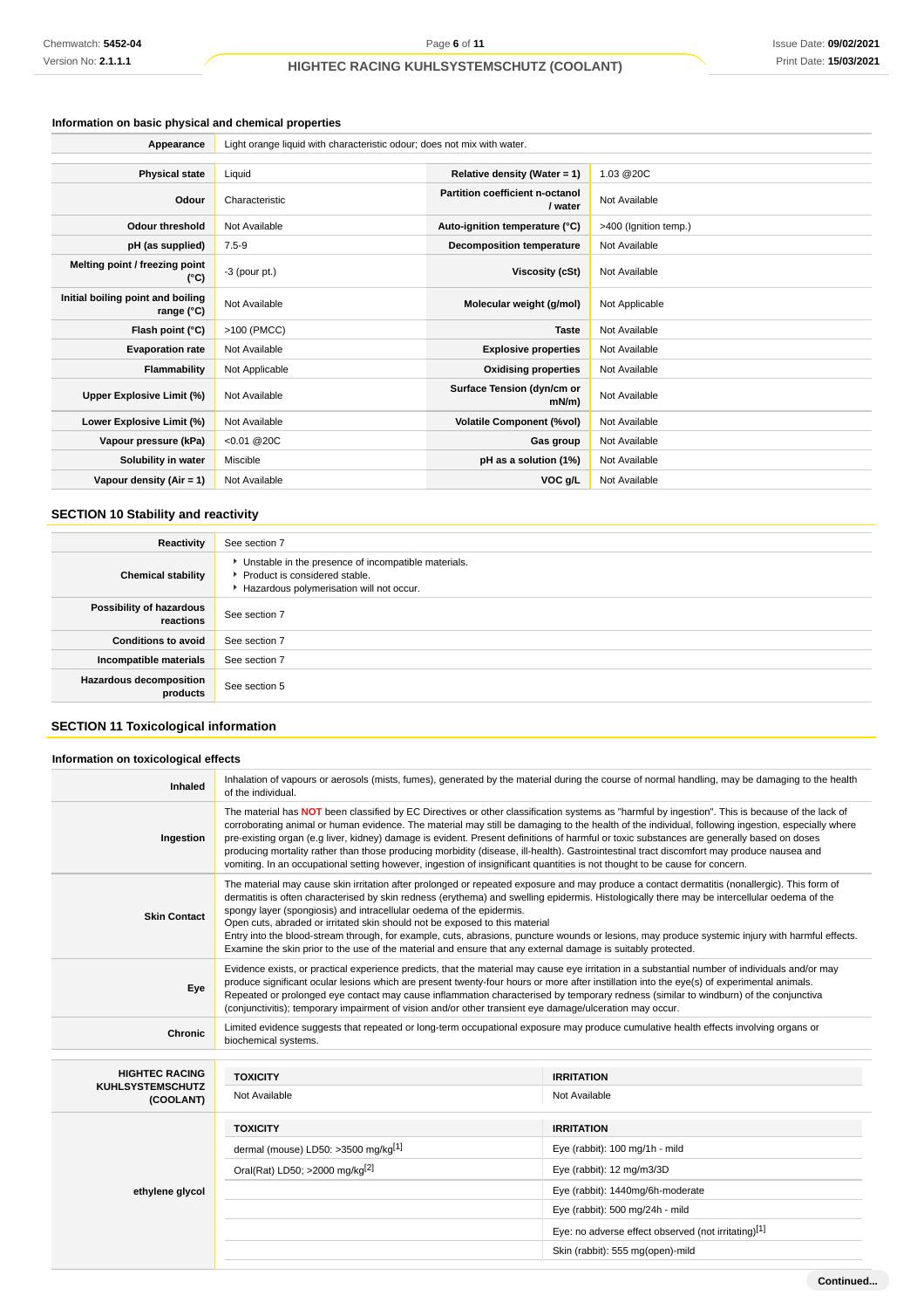### Information on basic physical and chemical properties

| | |
|---|---|
| **Appearance** | Light orange liquid with characteristic odour; does not mix with water. |

| | | | |
|---|---|---|---|
| **Physical state** | Liquid | **Relative density (Water = 1)** | 1.03 @20C |
| **Odour** | Characteristic | **Partition coefficient n-octanol / water** | Not Available |
| **Odour threshold** | Not Available | **Auto-ignition temperature (°C)** | >400 (Ignition temp.) |
| **pH (as supplied)** | 7.5-9 | **Decomposition temperature** | Not Available |
| **Melting point / freezing point (°C)** | -3 (pour pt.) | **Viscosity (cSt)** | Not Available |
| **Initial boiling point and boiling range (°C)** | Not Available | **Molecular weight (g/mol)** | Not Applicable |
| **Flash point (°C)** | >100 (PMCC) | **Taste** | Not Available |
| **Evaporation rate** | Not Available | **Explosive properties** | Not Available |
| **Flammability** | Not Applicable | **Oxidising properties** | Not Available |
| **Upper Explosive Limit (%)** | Not Available | **Surface Tension (dyn/cm or mN/m)** | Not Available |
| **Lower Explosive Limit (%)** | Not Available | **Volatile Component (%vol)** | Not Available |
| **Vapour pressure (kPa)** | <0.01 @20C | **Gas group** | Not Available |
| **Solubility in water** | Miscible | **pH as a solution (1%)** | Not Available |
| **Vapour density (Air = 1)** | Not Available | **VOC g/L** | Not Available |

## SECTION 10 Stability and reactivity

| | |
|---|---|
| **Reactivity** | See section 7 |
| **Chemical stability** | ▸ Unstable in the presence of incompatible materials.<br>▸ Product is considered stable.<br>▸ Hazardous polymerisation will not occur. |
| **Possibility of hazardous reactions** | See section 7 |
| **Conditions to avoid** | See section 7 |
| **Incompatible materials** | See section 7 |
| **Hazardous decomposition products** | See section 5 |

## SECTION 11 Toxicological information

### Information on toxicological effects

| | |
|---|---|
| **Inhaled** | Inhalation of vapours or aerosols (mists, fumes), generated by the material during the course of normal handling, may be damaging to the health of the individual. |
| **Ingestion** | The material has **NOT** been classified by EC Directives or other classification systems as "harmful by ingestion". This is because of the lack of corroborating animal or human evidence. The material may still be damaging to the health of the individual, following ingestion, especially where pre-existing organ (e.g liver, kidney) damage is evident. Present definitions of harmful or toxic substances are generally based on doses producing mortality rather than those producing morbidity (disease, ill-health). Gastrointestinal tract discomfort may produce nausea and vomiting. In an occupational setting however, ingestion of insignificant quantities is not thought to be cause for concern. |
| **Skin Contact** | The material may cause skin irritation after prolonged or repeated exposure and may produce a contact dermatitis (nonallergic). This form of dermatitis is often characterised by skin redness (erythema) and swelling epidermis. Histologically there may be intercellular oedema of the spongy layer (spongiosis) and intracellular oedema of the epidermis.<br>Open cuts, abraded or irritated skin should not be exposed to this material<br>Entry into the blood-stream through, for example, cuts, abrasions, puncture wounds or lesions, may produce systemic injury with harmful effects. Examine the skin prior to the use of the material and ensure that any external damage is suitably protected. |
| **Eye** | Evidence exists, or practical experience predicts, that the material may cause eye irritation in a substantial number of individuals and/or may produce significant ocular lesions which are present twenty-four hours or more after instillation into the eye(s) of experimental animals.<br>Repeated or prolonged eye contact may cause inflammation characterised by temporary redness (similar to windburn) of the conjunctiva (conjunctivitis); temporary impairment of vision and/or other transient eye damage/ulceration may occur. |
| **Chronic** | Limited evidence suggests that repeated or long-term occupational exposure may produce cumulative health effects involving organs or biochemical systems. |

| | TOXICITY | IRRITATION |
|---|---|---|
| **HIGHTEC RACING KUHLSYSTEMSCHUTZ (COOLANT)** | Not Available | Not Available |
| **ethylene glycol** | dermal (mouse) LD50: >3500 mg/kg[1] | Eye (rabbit): 100 mg/1h - mild |
| | Oral(Rat) LD50; >2000 mg/kg[2] | Eye (rabbit): 12 mg/m3/3D |
| | | Eye (rabbit): 1440mg/6h-moderate |
| | | Eye (rabbit): 500 mg/24h - mild |
| | | Eye: no adverse effect observed (not irritating)[1] |
| | | Skin (rabbit): 555 mg(open)-mild |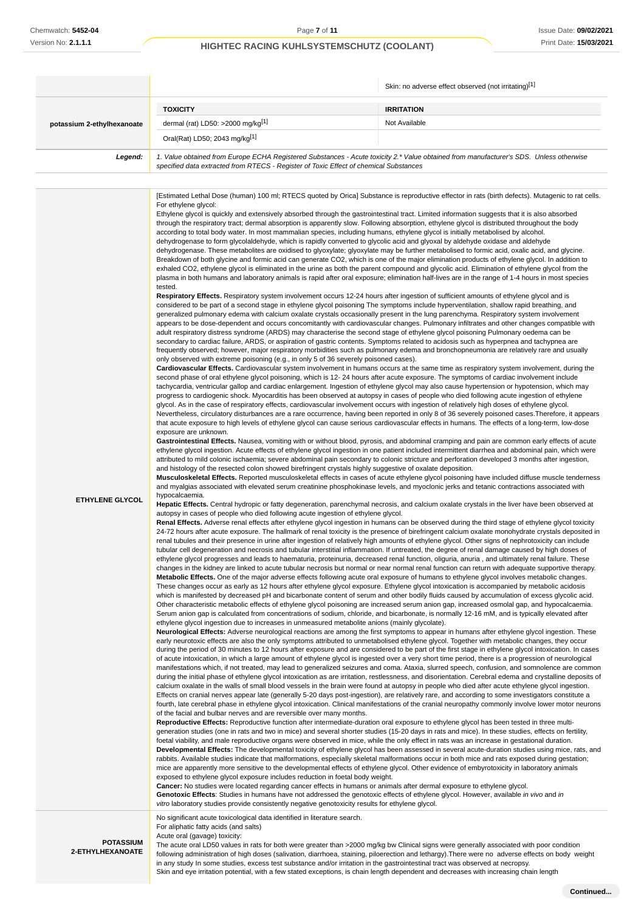| | | |
|---|---|---|
| | | Skin: no adverse effect observed (not irritating)[1] |
| potassium 2-ethylhexanoate | **TOXICITY** | **IRRITATION** |
| | dermal (rat) LD50: >2000 mg/kg[1] | Not Available |
| | Oral(Rat) LD50; 2043 mg/kg[1] | |
| **Legend:** | *1. Value obtained from Europe ECHA Registered Substances - Acute toxicity 2.* Value obtained from manufacturer's SDS. Unless otherwise specified data extracted from RTECS - Register of Toxic Effect of chemical Substances* | |

| | |
|---|---|
| **ETHYLENE GLYCOL** | [Estimated Lethal Dose (human) 100 ml; RTECS quoted by Orica] Substance is reproductive effector in rats (birth defects). Mutagenic to rat cells. For ethylene glycol: Ethylene glycol is quickly and extensively absorbed through the gastrointestinal tract. Limited information suggests that it is also absorbed through the respiratory tract; dermal absorption is apparently slow. Following absorption, ethylene glycol is distributed throughout the body according to total body water. In most mammalian species, including humans, ethylene glycol is initially metabolised by alcohol. dehydrogenase to form glycolaldehyde, which is rapidly converted to glycolic acid and glyoxal by aldehyde oxidase and aldehyde dehydrogenase. These metabolites are oxidised to glyoxylate; glyoxylate may be further metabolised to formic acid, oxalic acid, and glycine. Breakdown of both glycine and formic acid can generate CO2, which is one of the major elimination products of ethylene glycol. In addition to exhaled CO2, ethylene glycol is eliminated in the urine as both the parent compound and glycolic acid. Elimination of ethylene glycol from the plasma in both humans and laboratory animals is rapid after oral exposure; elimination half-lives are in the range of 1-4 hours in most species tested.<br>**Respiratory Effects.** Respiratory system involvement occurs 12-24 hours after ingestion of sufficient amounts of ethylene glycol and is considered to be part of a second stage in ethylene glycol poisoning The symptoms include hyperventilation, shallow rapid breathing, and generalized pulmonary edema with calcium oxalate crystals occasionally present in the lung parenchyma. Respiratory system involvement appears to be dose-dependent and occurs concomitantly with cardiovascular changes. Pulmonary infiltrates and other changes compatible with adult respiratory distress syndrome (ARDS) may characterise the second stage of ethylene glycol poisoning Pulmonary oedema can be secondary to cardiac failure, ARDS, or aspiration of gastric contents. Symptoms related to acidosis such as hyperpnea and tachypnea are frequently observed; however, major respiratory morbidities such as pulmonary edema and bronchopneumonia are relatively rare and usually only observed with extreme poisoning (e.g., in only 5 of 36 severely poisoned cases).<br>**Cardiovascular Effects.** Cardiovascular system involvement in humans occurs at the same time as respiratory system involvement, during the second phase of oral ethylene glycol poisoning, which is 12- 24 hours after acute exposure. The symptoms of cardiac involvement include tachycardia, ventricular gallop and cardiac enlargement. Ingestion of ethylene glycol may also cause hypertension or hypotension, which may progress to cardiogenic shock. Myocarditis has been observed at autopsy in cases of people who died following acute ingestion of ethylene glycol. As in the case of respiratory effects, cardiovascular involvement occurs with ingestion of relatively high doses of ethylene glycol. Nevertheless, circulatory disturbances are a rare occurrence, having been reported in only 8 of 36 severely poisoned cases.Therefore, it appears that acute exposure to high levels of ethylene glycol can cause serious cardiovascular effects in humans. The effects of a long-term, low-dose exposure are unknown.<br>**Gastrointestinal Effects.** Nausea, vomiting with or without blood, pyrosis, and abdominal cramping and pain are common early effects of acute ethylene glycol ingestion. Acute effects of ethylene glycol ingestion in one patient included intermittent diarrhea and abdominal pain, which were attributed to mild colonic ischaemia; severe abdominal pain secondary to colonic stricture and perforation developed 3 months after ingestion, and histology of the resected colon showed birefringent crystals highly suggestive of oxalate deposition.<br>**Musculoskeletal Effects.** Reported musculoskeletal effects in cases of acute ethylene glycol poisoning have included diffuse muscle tenderness and myalgias associated with elevated serum creatinine phosphokinase levels, and myoclonic jerks and tetanic contractions associated with hypocalcaemia.<br>**Hepatic Effects.** Central hydropic or fatty degeneration, parenchymal necrosis, and calcium oxalate crystals in the liver have been observed at autopsy in cases of people who died following acute ingestion of ethylene glycol.<br>**Renal Effects.** Adverse renal effects after ethylene glycol ingestion in humans can be observed during the third stage of ethylene glycol toxicity 24-72 hours after acute exposure. The hallmark of renal toxicity is the presence of birefringent calcium oxalate monohydrate crystals deposited in renal tubules and their presence in urine after ingestion of relatively high amounts of ethylene glycol. Other signs of nephrotoxicity can include tubular cell degeneration and necrosis and tubular interstitial inflammation. If untreated, the degree of renal damage caused by high doses of ethylene glycol progresses and leads to haematuria, proteinuria, decreased renal function, oliguria, anuria , and ultimately renal failure. These changes in the kidney are linked to acute tubular necrosis but normal or near normal renal function can return with adequate supportive therapy.<br>**Metabolic Effects.** One of the major adverse effects following acute oral exposure of humans to ethylene glycol involves metabolic changes. These changes occur as early as 12 hours after ethylene glycol exposure. Ethylene glycol intoxication is accompanied by metabolic acidosis which is manifested by decreased pH and bicarbonate content of serum and other bodily fluids caused by accumulation of excess glycolic acid. Other characteristic metabolic effects of ethylene glycol poisoning are increased serum anion gap, increased osmolal gap, and hypocalcaemia. Serum anion gap is calculated from concentrations of sodium, chloride, and bicarbonate, is normally 12-16 mM, and is typically elevated after ethylene glycol ingestion due to increases in unmeasured metabolite anions (mainly glycolate).<br>**Neurological Effects:** Adverse neurological reactions are among the first symptoms to appear in humans after ethylene glycol ingestion. These early neurotoxic effects are also the only symptoms attributed to unmetabolised ethylene glycol. Together with metabolic changes, they occur during the period of 30 minutes to 12 hours after exposure and are considered to be part of the first stage in ethylene glycol intoxication. In cases of acute intoxication, in which a large amount of ethylene glycol is ingested over a very short time period, there is a progression of neurological manifestations which, if not treated, may lead to generalized seizures and coma. Ataxia, slurred speech, confusion, and somnolence are common during the initial phase of ethylene glycol intoxication as are irritation, restlessness, and disorientation. Cerebral edema and crystalline deposits of calcium oxalate in the walls of small blood vessels in the brain were found at autopsy in people who died after acute ethylene glycol ingestion. Effects on cranial nerves appear late (generally 5-20 days post-ingestion), are relatively rare, and according to some investigators constitute a fourth, late cerebral phase in ethylene glycol intoxication. Clinical manifestations of the cranial neuropathy commonly involve lower motor neurons of the facial and bulbar nerves and are reversible over many months.<br>**Reproductive Effects:** Reproductive function after intermediate-duration oral exposure to ethylene glycol has been tested in three multi-generation studies (one in rats and two in mice) and several shorter studies (15-20 days in rats and mice). In these studies, effects on fertility, foetal viability, and male reproductive organs were observed in mice, while the only effect in rats was an increase in gestational duration.<br>**Developmental Effects:** The developmental toxicity of ethylene glycol has been assessed in several acute-duration studies using mice, rats, and rabbits. Available studies indicate that malformations, especially skeletal malformations occur in both mice and rats exposed during gestation; mice are apparently more sensitive to the developmental effects of ethylene glycol. Other evidence of embyrotoxicity in laboratory animals exposed to ethylene glycol exposure includes reduction in foetal body weight.<br>**Cancer:** No studies were located regarding cancer effects in humans or animals after dermal exposure to ethylene glycol.<br>**Genotoxic Effects**: Studies in humans have not addressed the genotoxic effects of ethylene glycol. However, available *in vivo* and *in vitro* laboratory studies provide consistently negative genotoxicity results for ethylene glycol. |
| **POTASSIUM 2-ETHYLHEXANOATE** | No significant acute toxicological data identified in literature search.<br>For aliphatic fatty acids (and salts)<br>Acute oral (gavage) toxicity:<br>The acute oral LD50 values in rats for both were greater than >2000 mg/kg bw Clinical signs were generally associated with poor condition following administration of high doses (salivation, diarrhoea, staining, piloerection and lethargy).There were no adverse effects on body weight in any study In some studies, excess test substance and/or irritation in the gastrointestinal tract was observed at necropsy.<br>Skin and eye irritation potential, with a few stated exceptions, is chain length dependent and decreases with increasing chain length |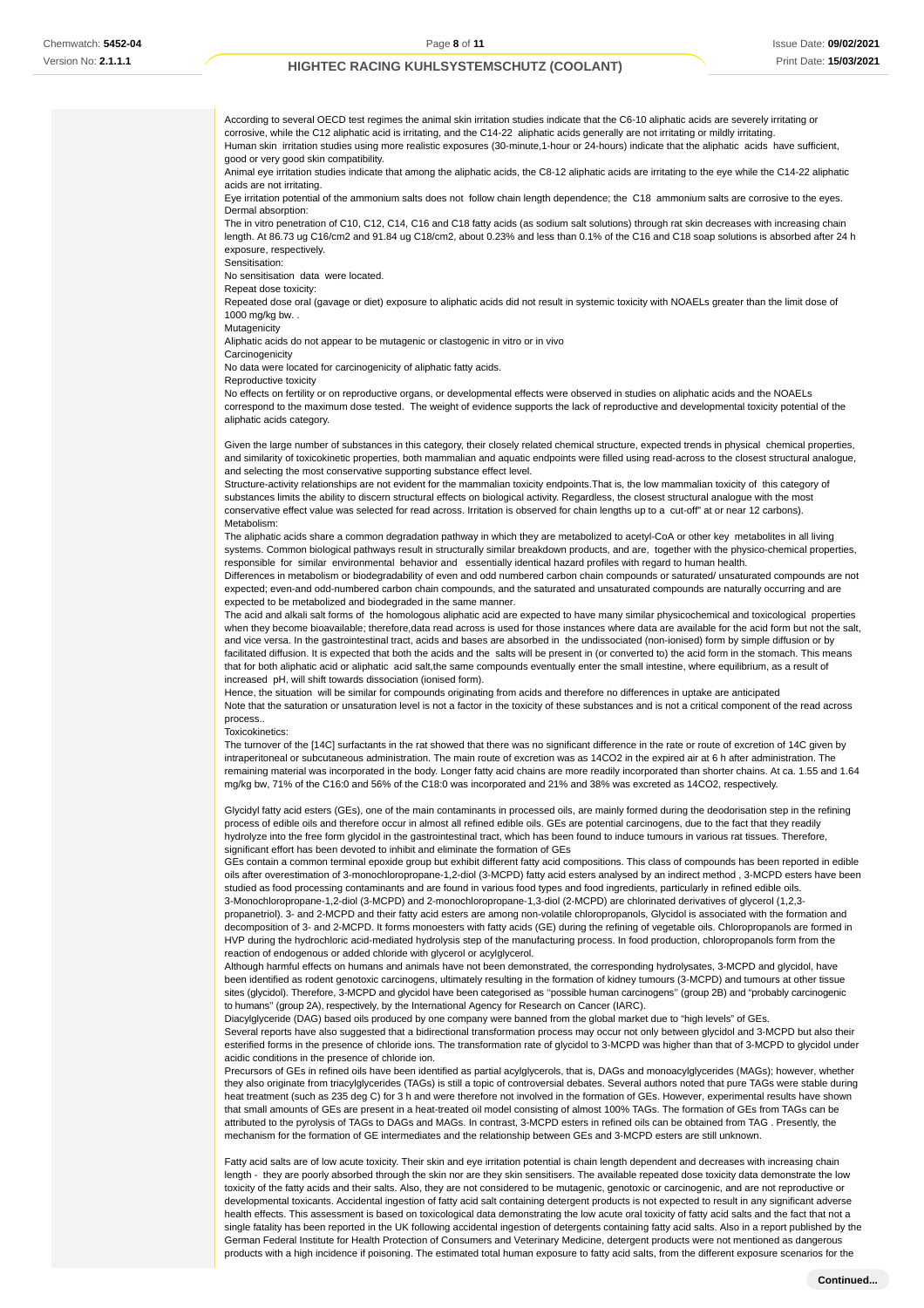According to several OECD test regimes the animal skin irritation studies indicate that the C6-10 aliphatic acids are severely irritating or corrosive, while the C12 aliphatic acid is irritating, and the C14-22 aliphatic acids generally are not irritating or mildly irritating.
Human skin irritation studies using more realistic exposures (30-minute,1-hour or 24-hours) indicate that the aliphatic acids have sufficient, good or very good skin compatibility.
Animal eye irritation studies indicate that among the aliphatic acids, the C8-12 aliphatic acids are irritating to the eye while the C14-22 aliphatic acids are not irritating.
Eye irritation potential of the ammonium salts does not follow chain length dependence; the C18 ammonium salts are corrosive to the eyes.
Dermal absorption:
The in vitro penetration of C10, C12, C14, C16 and C18 fatty acids (as sodium salt solutions) through rat skin decreases with increasing chain length. At 86.73 ug C16/cm2 and 91.84 ug C18/cm2, about 0.23% and less than 0.1% of the C16 and C18 soap solutions is absorbed after 24 h exposure, respectively.
Sensitisation:
No sensitisation data were located.
Repeat dose toxicity:
Repeated dose oral (gavage or diet) exposure to aliphatic acids did not result in systemic toxicity with NOAELs greater than the limit dose of 1000 mg/kg bw. .
Mutagenicity
Aliphatic acids do not appear to be mutagenic or clastogenic in vitro or in vivo
Carcinogenicity
No data were located for carcinogenicity of aliphatic fatty acids.
Reproductive toxicity
No effects on fertility or on reproductive organs, or developmental effects were observed in studies on aliphatic acids and the NOAELs correspond to the maximum dose tested. The weight of evidence supports the lack of reproductive and developmental toxicity potential of the aliphatic acids category.

Given the large number of substances in this category, their closely related chemical structure, expected trends in physical chemical properties, and similarity of toxicokinetic properties, both mammalian and aquatic endpoints were filled using read-across to the closest structural analogue, and selecting the most conservative supporting substance effect level.
Structure-activity relationships are not evident for the mammalian toxicity endpoints.That is, the low mammalian toxicity of this category of substances limits the ability to discern structural effects on biological activity. Regardless, the closest structural analogue with the most conservative effect value was selected for read across. Irritation is observed for chain lengths up to a cut-off" at or near 12 carbons).
Metabolism:
The aliphatic acids share a common degradation pathway in which they are metabolized to acetyl-CoA or other key metabolites in all living systems. Common biological pathways result in structurally similar breakdown products, and are, together with the physico-chemical properties, responsible for similar environmental behavior and essentially identical hazard profiles with regard to human health.
Differences in metabolism or biodegradability of even and odd numbered carbon chain compounds or saturated/ unsaturated compounds are not expected; even-and odd-numbered carbon chain compounds, and the saturated and unsaturated compounds are naturally occurring and are expected to be metabolized and biodegraded in the same manner.
The acid and alkali salt forms of the homologous aliphatic acid are expected to have many similar physicochemical and toxicological properties when they become bioavailable; therefore,data read across is used for those instances where data are available for the acid form but not the salt, and vice versa. In the gastrointestinal tract, acids and bases are absorbed in the undissociated (non-ionised) form by simple diffusion or by facilitated diffusion. It is expected that both the acids and the salts will be present in (or converted to) the acid form in the stomach. This means that for both aliphatic acid or aliphatic acid salt,the same compounds eventually enter the small intestine, where equilibrium, as a result of increased pH, will shift towards dissociation (ionised form).
Hence, the situation will be similar for compounds originating from acids and therefore no differences in uptake are anticipated
Note that the saturation or unsaturation level is not a factor in the toxicity of these substances and is not a critical component of the read across process..
Toxicokinetics:
The turnover of the [14C] surfactants in the rat showed that there was no significant difference in the rate or route of excretion of 14C given by intraperitoneal or subcutaneous administration. The main route of excretion was as 14CO2 in the expired air at 6 h after administration. The remaining material was incorporated in the body. Longer fatty acid chains are more readily incorporated than shorter chains. At ca. 1.55 and 1.64 mg/kg bw, 71% of the C16:0 and 56% of the C18:0 was incorporated and 21% and 38% was excreted as 14CO2, respectively.

Glycidyl fatty acid esters (GEs), one of the main contaminants in processed oils, are mainly formed during the deodorisation step in the refining process of edible oils and therefore occur in almost all refined edible oils. GEs are potential carcinogens, due to the fact that they readily hydrolyze into the free form glycidol in the gastrointestinal tract, which has been found to induce tumours in various rat tissues. Therefore, significant effort has been devoted to inhibit and eliminate the formation of GEs
GEs contain a common terminal epoxide group but exhibit different fatty acid compositions. This class of compounds has been reported in edible oils after overestimation of 3-monochloropropane-1,2-diol (3-MCPD) fatty acid esters analysed by an indirect method , 3-MCPD esters have been studied as food processing contaminants and are found in various food types and food ingredients, particularly in refined edible oils.
3-Monochloropropane-1,2-diol (3-MCPD) and 2-monochloropropane-1,3-diol (2-MCPD) are chlorinated derivatives of glycerol (1,2,3-propanetriol). 3- and 2-MCPD and their fatty acid esters are among non-volatile chloropropanols, Glycidol is associated with the formation and decomposition of 3- and 2-MCPD. It forms monoesters with fatty acids (GE) during the refining of vegetable oils. Chloropropanols are formed in HVP during the hydrochloric acid-mediated hydrolysis step of the manufacturing process. In food production, chloropropanols form from the reaction of endogenous or added chloride with glycerol or acylglycerol.
Although harmful effects on humans and animals have not been demonstrated, the corresponding hydrolysates, 3-MCPD and glycidol, have been identified as rodent genotoxic carcinogens, ultimately resulting in the formation of kidney tumours (3-MCPD) and tumours at other tissue sites (glycidol). Therefore, 3-MCPD and glycidol have been categorised as "possible human carcinogens" (group 2B) and "probably carcinogenic to humans" (group 2A), respectively, by the International Agency for Research on Cancer (IARC).
Diacylglyceride (DAG) based oils produced by one company were banned from the global market due to "high levels" of GEs.
Several reports have also suggested that a bidirectional transformation process may occur not only between glycidol and 3-MCPD but also their esterified forms in the presence of chloride ions. The transformation rate of glycidol to 3-MCPD was higher than that of 3-MCPD to glycidol under acidic conditions in the presence of chloride ion.
Precursors of GEs in refined oils have been identified as partial acylglycerols, that is, DAGs and monoacylglycerides (MAGs); however, whether they also originate from triacylglycerides (TAGs) is still a topic of controversial debates. Several authors noted that pure TAGs were stable during heat treatment (such as 235 deg C) for 3 h and were therefore not involved in the formation of GEs. However, experimental results have shown that small amounts of GEs are present in a heat-treated oil model consisting of almost 100% TAGs. The formation of GEs from TAGs can be attributed to the pyrolysis of TAGs to DAGs and MAGs. In contrast, 3-MCPD esters in refined oils can be obtained from TAG . Presently, the mechanism for the formation of GE intermediates and the relationship between GEs and 3-MCPD esters are still unknown.

Fatty acid salts are of low acute toxicity. Their skin and eye irritation potential is chain length dependent and decreases with increasing chain length - they are poorly absorbed through the skin nor are they skin sensitisers. The available repeated dose toxicity data demonstrate the low toxicity of the fatty acids and their salts. Also, they are not considered to be mutagenic, genotoxic or carcinogenic, and are not reproductive or developmental toxicants. Accidental ingestion of fatty acid salt containing detergent products is not expected to result in any significant adverse health effects. This assessment is based on toxicological data demonstrating the low acute oral toxicity of fatty acid salts and the fact that not a single fatality has been reported in the UK following accidental ingestion of detergents containing fatty acid salts. Also in a report published by the German Federal Institute for Health Protection of Consumers and Veterinary Medicine, detergent products were not mentioned as dangerous products with a high incidence if poisoning. The estimated total human exposure to fatty acid salts, from the different exposure scenarios for the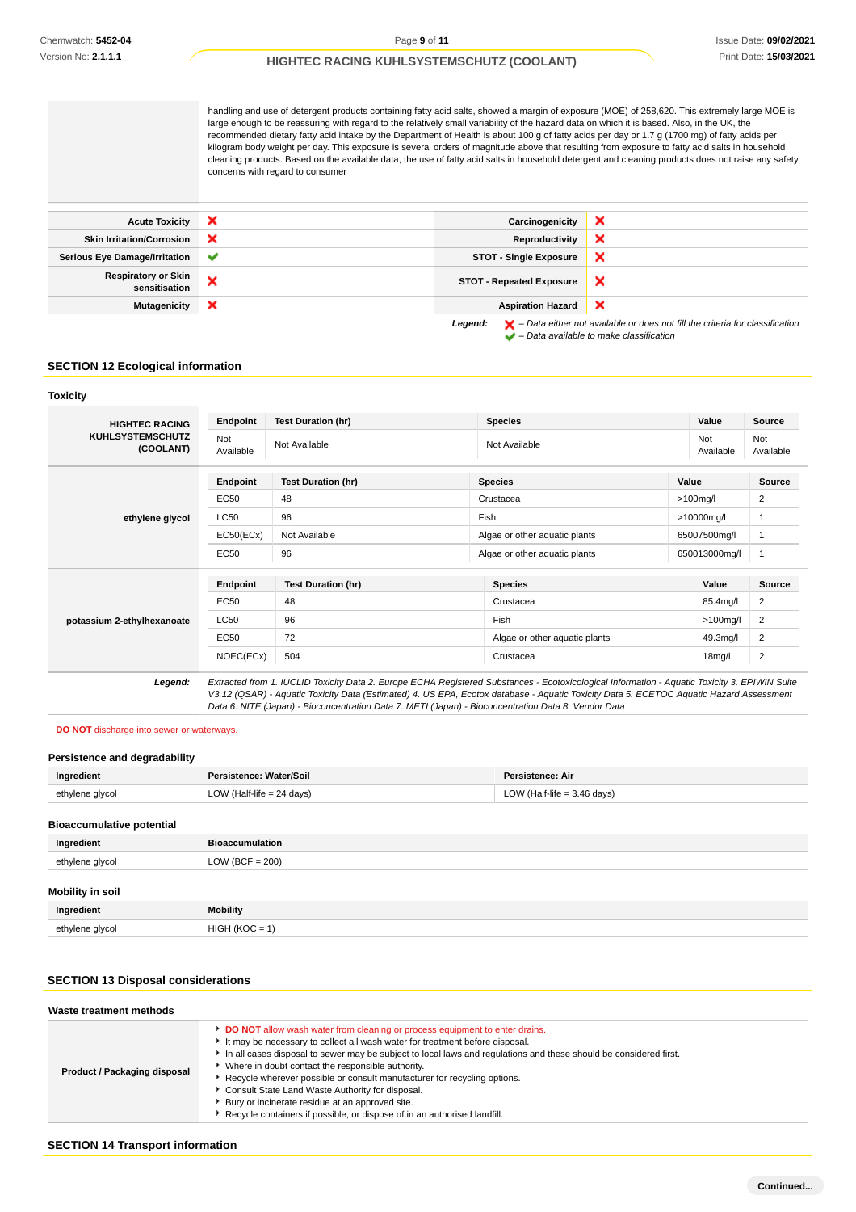| | |
|---|---|
| | handling and use of detergent products containing fatty acid salts, showed a margin of exposure (MOE) of 258,620. This extremely large MOE is large enough to be reassuring with regard to the relatively small variability of the hazard data on which it is based. Also, in the UK, the recommended dietary fatty acid intake by the Department of Health is about 100 g of fatty acids per day or 1.7 g (1700 mg) of fatty acids per kilogram body weight per day. This exposure is several orders of magnitude above that resulting from exposure to fatty acid salts in household cleaning products. Based on the available data, the use of fatty acid salts in household detergent and cleaning products does not raise any safety concerns with regard to consumer |

| | | | |
|---|---|---|---|
| **Acute Toxicity** | ✘ | **Carcinogenicity** | ✘ |
| **Skin Irritation/Corrosion** | ✘ | **Reproductivity** | ✘ |
| **Serious Eye Damage/Irritation** | ✔ | **STOT - Single Exposure** | ✘ |
| **Respiratory or Skin sensitisation** | ✘ | **STOT - Repeated Exposure** | ✘ |
| **Mutagenicity** | ✘ | **Aspiration Hazard** | ✘ |

***Legend:*** ✘ *– Data either not available or does not fill the criteria for classification*
✔ *– Data available to make classification*

## SECTION 12 Ecological information

### Toxicity

**HIGHTEC RACING KUHLSYSTEMSCHUTZ (COOLANT)**

| Endpoint | Test Duration (hr) | Species | Value | Source |
|---|---|---|---|---|
| Not Available | Not Available | Not Available | Not Available | Not Available |

**ethylene glycol**

| Endpoint | Test Duration (hr) | Species | Value | Source |
|---|---|---|---|---|
| EC50 | 48 | Crustacea | >100mg/l | 2 |
| LC50 | 96 | Fish | >10000mg/l | 1 |
| EC50(ECx) | Not Available | Algae or other aquatic plants | 65007500mg/l | 1 |
| EC50 | 96 | Algae or other aquatic plants | 650013000mg/l | 1 |

**potassium 2-ethylhexanoate**

| Endpoint | Test Duration (hr) | Species | Value | Source |
|---|---|---|---|---|
| EC50 | 48 | Crustacea | 85.4mg/l | 2 |
| LC50 | 96 | Fish | >100mg/l | 2 |
| EC50 | 72 | Algae or other aquatic plants | 49.3mg/l | 2 |
| NOEC(ECx) | 504 | Crustacea | 18mg/l | 2 |

***Legend:*** *Extracted from 1. IUCLID Toxicity Data 2. Europe ECHA Registered Substances - Ecotoxicological Information - Aquatic Toxicity 3. EPIWIN Suite V3.12 (QSAR) - Aquatic Toxicity Data (Estimated) 4. US EPA, Ecotox database - Aquatic Toxicity Data 5. ECETOC Aquatic Hazard Assessment Data 6. NITE (Japan) - Bioconcentration Data 7. METI (Japan) - Bioconcentration Data 8. Vendor Data*

**DO NOT** discharge into sewer or waterways.

### Persistence and degradability

| Ingredient | Persistence: Water/Soil | Persistence: Air |
|---|---|---|
| ethylene glycol | LOW (Half-life = 24 days) | LOW (Half-life = 3.46 days) |

### Bioaccumulative potential

| Ingredient | Bioaccumulation |
|---|---|
| ethylene glycol | LOW (BCF = 200) |

### Mobility in soil

| Ingredient | Mobility |
|---|---|
| ethylene glycol | HIGH (KOC = 1) |

## SECTION 13 Disposal considerations

### Waste treatment methods

**Product / Packaging disposal**

- **DO NOT** allow wash water from cleaning or process equipment to enter drains.
- It may be necessary to collect all wash water for treatment before disposal.
- In all cases disposal to sewer may be subject to local laws and regulations and these should be considered first.
- Where in doubt contact the responsible authority.
- Recycle wherever possible or consult manufacturer for recycling options.
- Consult State Land Waste Authority for disposal.
- Bury or incinerate residue at an approved site.
- Recycle containers if possible, or dispose of in an authorised landfill.

## SECTION 14 Transport information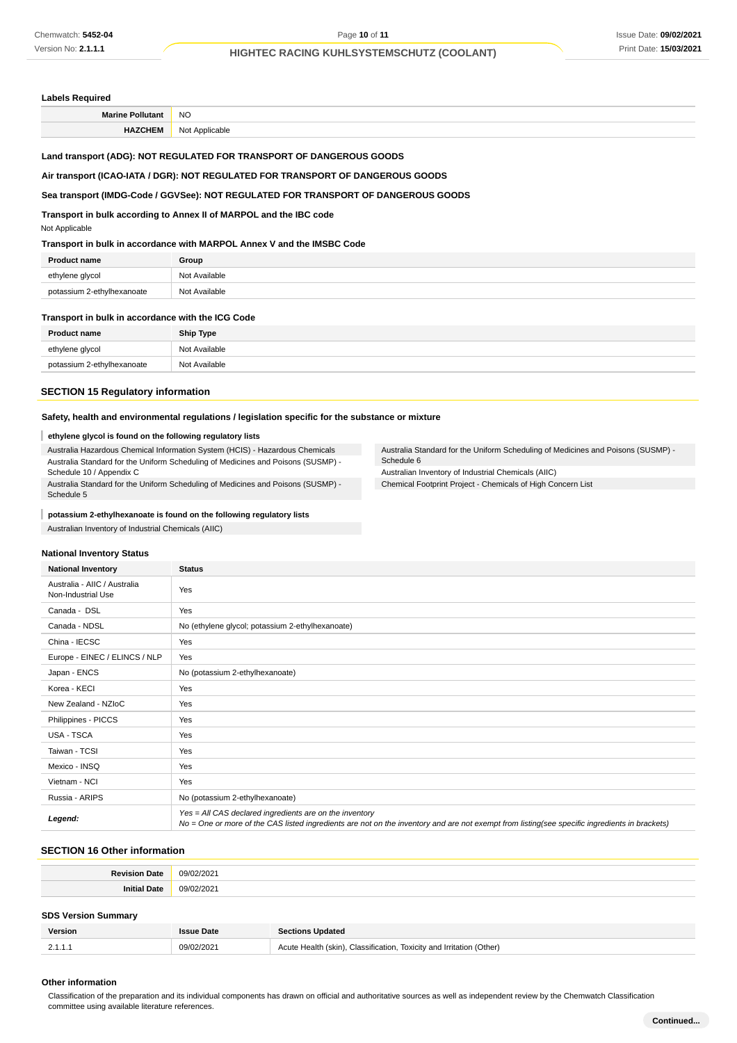### Labels Required

| Marine Pollutant | NO |
|---|---|
| HAZCHEM | Not Applicable |

**Land transport (ADG): NOT REGULATED FOR TRANSPORT OF DANGEROUS GOODS**

**Air transport (ICAO-IATA / DGR): NOT REGULATED FOR TRANSPORT OF DANGEROUS GOODS**

**Sea transport (IMDG-Code / GGVSee): NOT REGULATED FOR TRANSPORT OF DANGEROUS GOODS**

**Transport in bulk according to Annex II of MARPOL and the IBC code**

Not Applicable

**Transport in bulk in accordance with MARPOL Annex V and the IMSBC Code**

| Product name | Group |
|---|---|
| ethylene glycol | Not Available |
| potassium 2-ethylhexanoate | Not Available |

**Transport in bulk in accordance with the ICG Code**

| Product name | Ship Type |
|---|---|
| ethylene glycol | Not Available |
| potassium 2-ethylhexanoate | Not Available |

## SECTION 15 Regulatory information

### Safety, health and environmental regulations / legislation specific for the substance or mixture

**ethylene glycol is found on the following regulatory lists**

Australia Hazardous Chemical Information System (HCIS) - Hazardous Chemicals
Australia Standard for the Uniform Scheduling of Medicines and Poisons (SUSMP) - Schedule 10 / Appendix C
Australia Standard for the Uniform Scheduling of Medicines and Poisons (SUSMP) - Schedule 5
Australia Standard for the Uniform Scheduling of Medicines and Poisons (SUSMP) - Schedule 6
Australian Inventory of Industrial Chemicals (AIIC)
Chemical Footprint Project - Chemicals of High Concern List

**potassium 2-ethylhexanoate is found on the following regulatory lists**

Australian Inventory of Industrial Chemicals (AIIC)

### National Inventory Status

| National Inventory | Status |
|---|---|
| Australia - AIIC / Australia Non-Industrial Use | Yes |
| Canada - DSL | Yes |
| Canada - NDSL | No (ethylene glycol; potassium 2-ethylhexanoate) |
| China - IECSC | Yes |
| Europe - EINEC / ELINCS / NLP | Yes |
| Japan - ENCS | No (potassium 2-ethylhexanoate) |
| Korea - KECI | Yes |
| New Zealand - NZIoC | Yes |
| Philippines - PICCS | Yes |
| USA - TSCA | Yes |
| Taiwan - TCSI | Yes |
| Mexico - INSQ | Yes |
| Vietnam - NCI | Yes |
| Russia - ARIPS | No (potassium 2-ethylhexanoate) |
| *Legend:* | *Yes = All CAS declared ingredients are on the inventory*<br>*No = One or more of the CAS listed ingredients are not on the inventory and are not exempt from listing(see specific ingredients in brackets)* |

## SECTION 16 Other information

| Revision Date | 09/02/2021 |
|---|---|
| Initial Date | 09/02/2021 |

### SDS Version Summary

| Version | Issue Date | Sections Updated |
|---|---|---|
| 2.1.1.1 | 09/02/2021 | Acute Health (skin), Classification, Toxicity and Irritation (Other) |

### Other information

Classification of the preparation and its individual components has drawn on official and authoritative sources as well as independent review by the Chemwatch Classification committee using available literature references.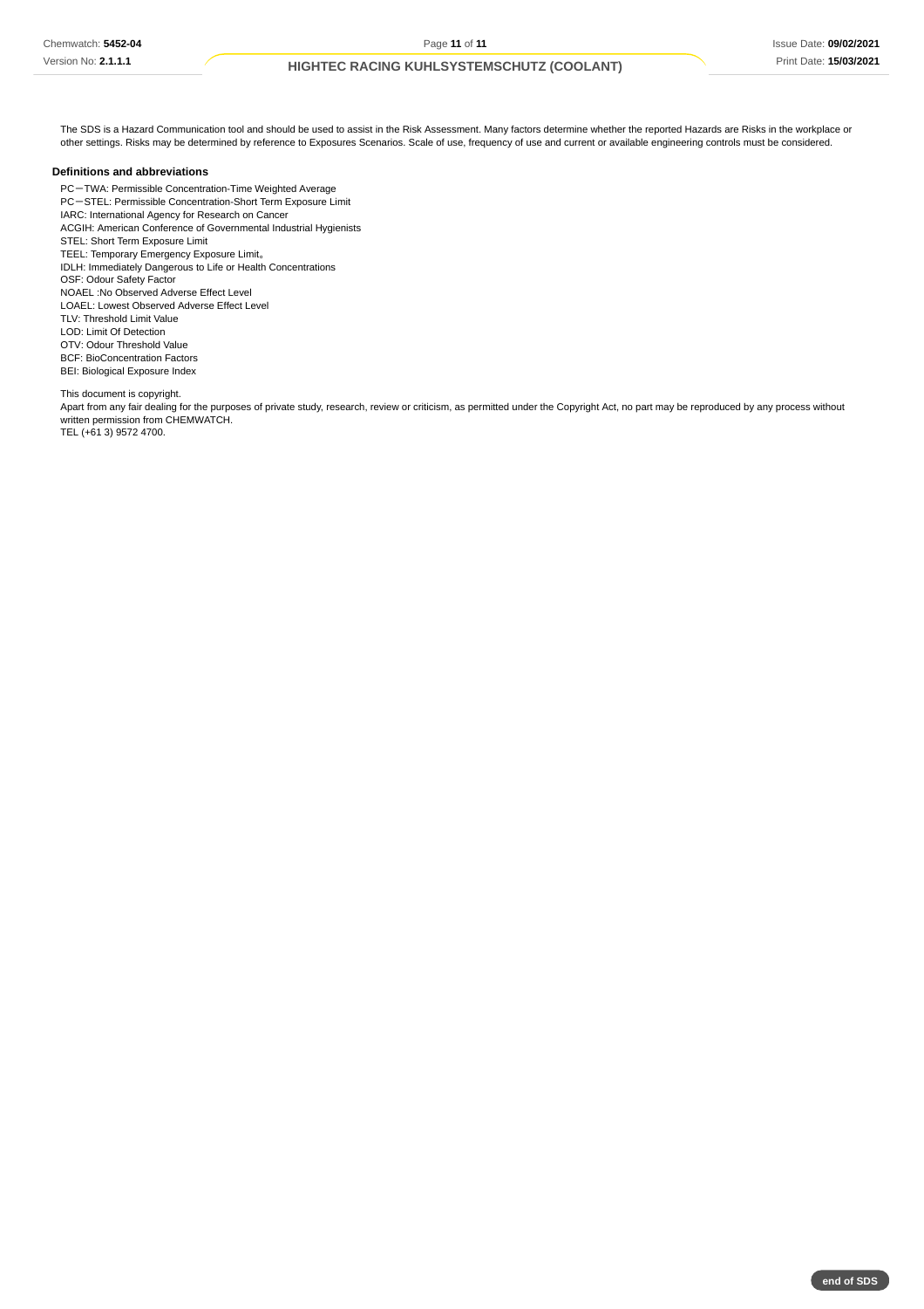The SDS is a Hazard Communication tool and should be used to assist in the Risk Assessment. Many factors determine whether the reported Hazards are Risks in the workplace or other settings. Risks may be determined by reference to Exposures Scenarios. Scale of use, frequency of use and current or available engineering controls must be considered.

### Definitions and abbreviations

PC－TWA: Permissible Concentration-Time Weighted Average
PC－STEL: Permissible Concentration-Short Term Exposure Limit
IARC: International Agency for Research on Cancer
ACGIH: American Conference of Governmental Industrial Hygienists
STEL: Short Term Exposure Limit
TEEL: Temporary Emergency Exposure Limit。
IDLH: Immediately Dangerous to Life or Health Concentrations
OSF: Odour Safety Factor
NOAEL :No Observed Adverse Effect Level
LOAEL: Lowest Observed Adverse Effect Level
TLV: Threshold Limit Value
LOD: Limit Of Detection
OTV: Odour Threshold Value
BCF: BioConcentration Factors
BEI: Biological Exposure Index

This document is copyright.
Apart from any fair dealing for the purposes of private study, research, review or criticism, as permitted under the Copyright Act, no part may be reproduced by any process without written permission from CHEMWATCH.
TEL (+61 3) 9572 4700.

**end of SDS**